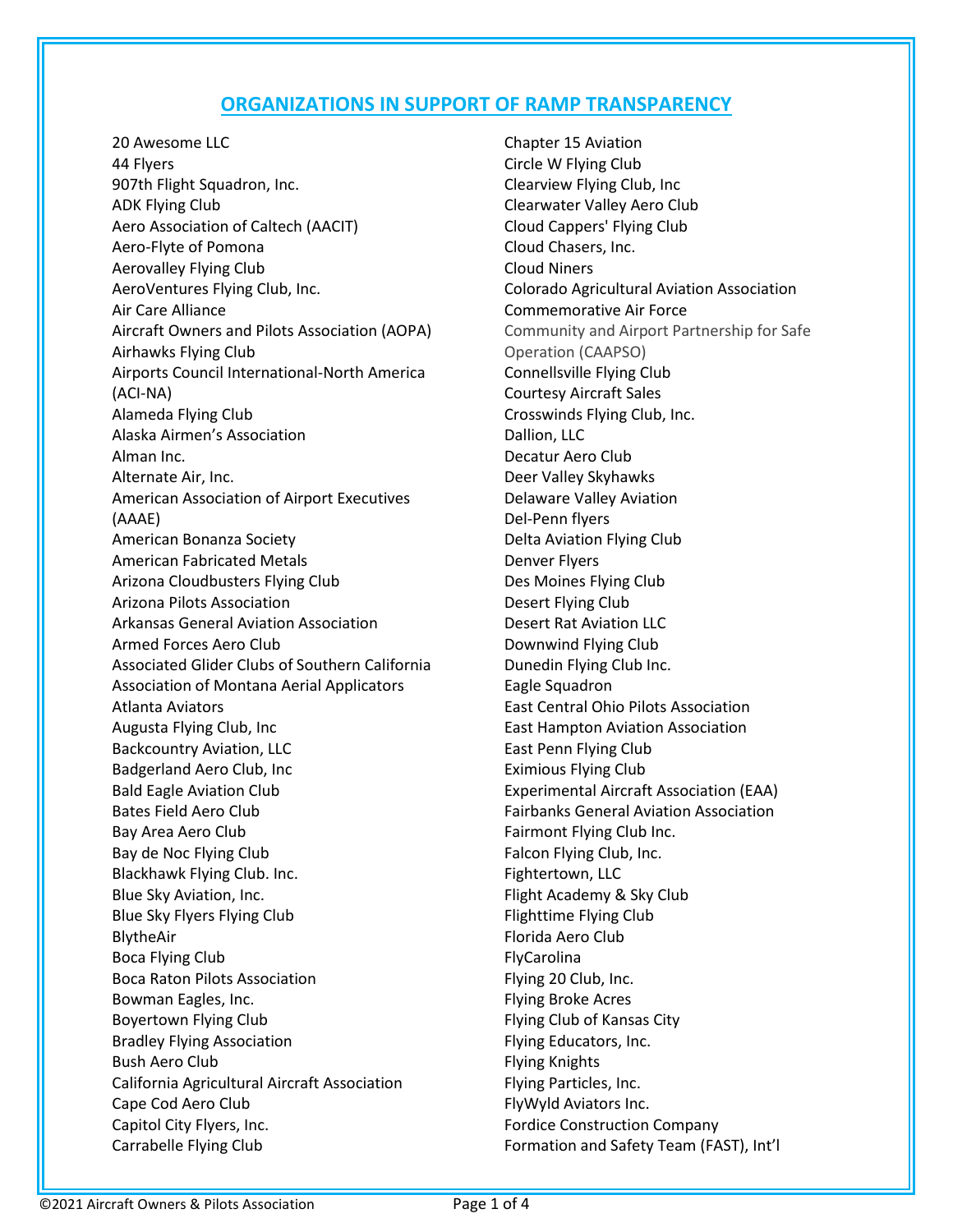## ORGANIZATIONS IN SUPPORT OF RAMP TRANSPARENCY

20 Awesome LLC
44 Flyers
907th Flight Squadron, Inc.
ADK Flying Club
Aero Association of Caltech (AACIT)
Aero-Flyte of Pomona
Aerovalley Flying Club
AeroVentures Flying Club, Inc.
Air Care Alliance
Aircraft Owners and Pilots Association (AOPA)
Airhawks Flying Club
Airports Council International-North America (ACI-NA)
Alameda Flying Club
Alaska Airmen's Association
Alman Inc.
Alternate Air, Inc.
American Association of Airport Executives (AAAE)
American Bonanza Society
American Fabricated Metals
Arizona Cloudbusters Flying Club
Arizona Pilots Association
Arkansas General Aviation Association
Armed Forces Aero Club
Associated Glider Clubs of Southern California
Association of Montana Aerial Applicators
Atlanta Aviators
Augusta Flying Club, Inc
Backcountry Aviation, LLC
Badgerland Aero Club, Inc
Bald Eagle Aviation Club
Bates Field Aero Club
Bay Area Aero Club
Bay de Noc Flying Club
Blackhawk Flying Club. Inc.
Blue Sky Aviation, Inc.
Blue Sky Flyers Flying Club
BlytheAir
Boca Flying Club
Boca Raton Pilots Association
Bowman Eagles, Inc.
Boyertown Flying Club
Bradley Flying Association
Bush Aero Club
California Agricultural Aircraft Association
Cape Cod Aero Club
Capitol City Flyers, Inc.
Carrabelle Flying Club
Chapter 15 Aviation
Circle W Flying Club
Clearview Flying Club, Inc
Clearwater Valley Aero Club
Cloud Cappers' Flying Club
Cloud Chasers, Inc.
Cloud Niners
Colorado Agricultural Aviation Association
Commemorative Air Force
Community and Airport Partnership for Safe Operation (CAAPSO)
Connellsville Flying Club
Courtesy Aircraft Sales
Crosswinds Flying Club, Inc.
Dallion, LLC
Decatur Aero Club
Deer Valley Skyhawks
Delaware Valley Aviation
Del-Penn flyers
Delta Aviation Flying Club
Denver Flyers
Des Moines Flying Club
Desert Flying Club
Desert Rat Aviation LLC
Downwind Flying Club
Dunedin Flying Club Inc.
Eagle Squadron
East Central Ohio Pilots Association
East Hampton Aviation Association
East Penn Flying Club
Eximious Flying Club
Experimental Aircraft Association (EAA)
Fairbanks General Aviation Association
Fairmont Flying Club Inc.
Falcon Flying Club, Inc.
Fightertown, LLC
Flight Academy & Sky Club
Flighttime Flying Club
Florida Aero Club
FlyCarolina
Flying 20 Club, Inc.
Flying Broke Acres
Flying Club of Kansas City
Flying Educators, Inc.
Flying Knights
Flying Particles, Inc.
FlyWyld Aviators Inc.
Fordice Construction Company
Formation and Safety Team (FAST), Int'l

©2021 Aircraft Owners & Pilots Association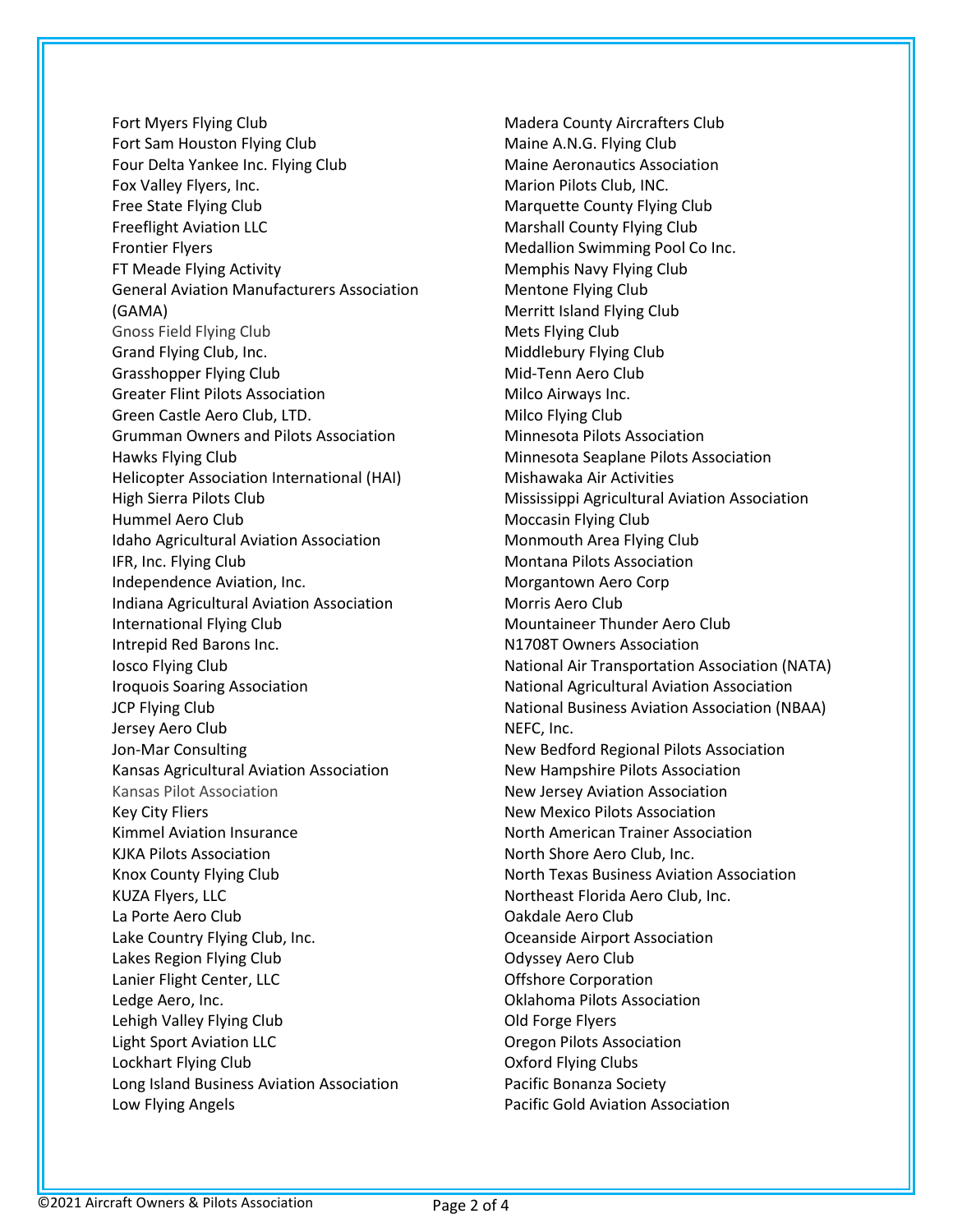Fort Myers Flying Club
Fort Sam Houston Flying Club
Four Delta Yankee Inc. Flying Club
Fox Valley Flyers, Inc.
Free State Flying Club
Freeflight Aviation LLC
Frontier Flyers
FT Meade Flying Activity
General Aviation Manufacturers Association (GAMA)
Gnoss Field Flying Club
Grand Flying Club, Inc.
Grasshopper Flying Club
Greater Flint Pilots Association
Green Castle Aero Club, LTD.
Grumman Owners and Pilots Association
Hawks Flying Club
Helicopter Association International (HAI)
High Sierra Pilots Club
Hummel Aero Club
Idaho Agricultural Aviation Association
IFR, Inc. Flying Club
Independence Aviation, Inc.
Indiana Agricultural Aviation Association
International Flying Club
Intrepid Red Barons Inc.
Iosco Flying Club
Iroquois Soaring Association
JCP Flying Club
Jersey Aero Club
Jon-Mar Consulting
Kansas Agricultural Aviation Association
Kansas Pilot Association
Key City Fliers
Kimmel Aviation Insurance
KJKA Pilots Association
Knox County Flying Club
KUZA Flyers, LLC
La Porte Aero Club
Lake Country Flying Club, Inc.
Lakes Region Flying Club
Lanier Flight Center, LLC
Ledge Aero, Inc.
Lehigh Valley Flying Club
Light Sport Aviation LLC
Lockhart Flying Club
Long Island Business Aviation Association
Low Flying Angels
Madera County Aircrafters Club
Maine A.N.G. Flying Club
Maine Aeronautics Association
Marion Pilots Club, INC.
Marquette County Flying Club
Marshall County Flying Club
Medallion Swimming Pool Co Inc.
Memphis Navy Flying Club
Mentone Flying Club
Merritt Island Flying Club
Mets Flying Club
Middlebury Flying Club
Mid-Tenn Aero Club
Milco Airways Inc.
Milco Flying Club
Minnesota Pilots Association
Minnesota Seaplane Pilots Association
Mishawaka Air Activities
Mississippi Agricultural Aviation Association
Moccasin Flying Club
Monmouth Area Flying Club
Montana Pilots Association
Morgantown Aero Corp
Morris Aero Club
Mountaineer Thunder Aero Club
N1708T Owners Association
National Air Transportation Association (NATA)
National Agricultural Aviation Association
National Business Aviation Association (NBAA)
NEFC, Inc.
New Bedford Regional Pilots Association
New Hampshire Pilots Association
New Jersey Aviation Association
New Mexico Pilots Association
North American Trainer Association
North Shore Aero Club, Inc.
North Texas Business Aviation Association
Northeast Florida Aero Club, Inc.
Oakdale Aero Club
Oceanside Airport Association
Odyssey Aero Club
Offshore Corporation
Oklahoma Pilots Association
Old Forge Flyers
Oregon Pilots Association
Oxford Flying Clubs
Pacific Bonanza Society
Pacific Gold Aviation Association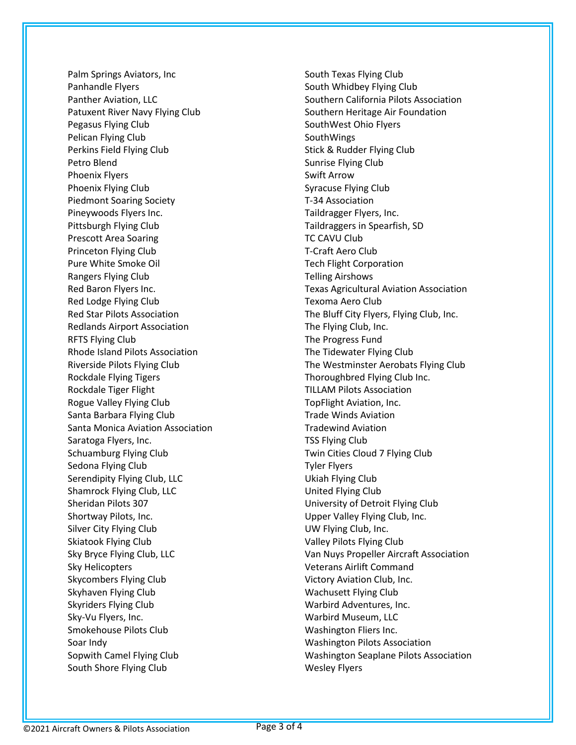Palm Springs Aviators, Inc
Panhandle Flyers
Panther Aviation, LLC
Patuxent River Navy Flying Club
Pegasus Flying Club
Pelican Flying Club
Perkins Field Flying Club
Petro Blend
Phoenix Flyers
Phoenix Flying Club
Piedmont Soaring Society
Pineywoods Flyers Inc.
Pittsburgh Flying Club
Prescott Area Soaring
Princeton Flying Club
Pure White Smoke Oil
Rangers Flying Club
Red Baron Flyers Inc.
Red Lodge Flying Club
Red Star Pilots Association
Redlands Airport Association
RFTS Flying Club
Rhode Island Pilots Association
Riverside Pilots Flying Club
Rockdale Flying Tigers
Rockdale Tiger Flight
Rogue Valley Flying Club
Santa Barbara Flying Club
Santa Monica Aviation Association
Saratoga Flyers, Inc.
Schuamburg Flying Club
Sedona Flying Club
Serendipity Flying Club, LLC
Shamrock Flying Club, LLC
Sheridan Pilots 307
Shortway Pilots, Inc.
Silver City Flying Club
Skiatook Flying Club
Sky Bryce Flying Club, LLC
Sky Helicopters
Skycombers Flying Club
Skyhaven Flying Club
Skyriders Flying Club
Sky-Vu Flyers, Inc.
Smokehouse Pilots Club
Soar Indy
Sopwith Camel Flying Club
South Shore Flying Club
South Texas Flying Club
South Whidbey Flying Club
Southern California Pilots Association
Southern Heritage Air Foundation
SouthWest Ohio Flyers
SouthWings
Stick & Rudder Flying Club
Sunrise Flying Club
Swift Arrow
Syracuse Flying Club
T-34 Association
Taildragger Flyers, Inc.
Taildraggers in Spearfish, SD
TC CAVU Club
T-Craft Aero Club
Tech Flight Corporation
Telling Airshows
Texas Agricultural Aviation Association
Texoma Aero Club
The Bluff City Flyers, Flying Club, Inc.
The Flying Club, Inc.
The Progress Fund
The Tidewater Flying Club
The Westminster Aerobats Flying Club
Thoroughbred Flying Club Inc.
TILLAM Pilots Association
TopFlight Aviation, Inc.
Trade Winds Aviation
Tradewind Aviation
TSS Flying Club
Twin Cities Cloud 7 Flying Club
Tyler Flyers
Ukiah Flying Club
United Flying Club
University of Detroit Flying Club
Upper Valley Flying Club, Inc.
UW Flying Club, Inc.
Valley Pilots Flying Club
Van Nuys Propeller Aircraft Association
Veterans Airlift Command
Victory Aviation Club, Inc.
Wachusett Flying Club
Warbird Adventures, Inc.
Warbird Museum, LLC
Washington Fliers Inc.
Washington Pilots Association
Washington Seaplane Pilots Association
Wesley Flyers

©2021 Aircraft Owners & Pilots Association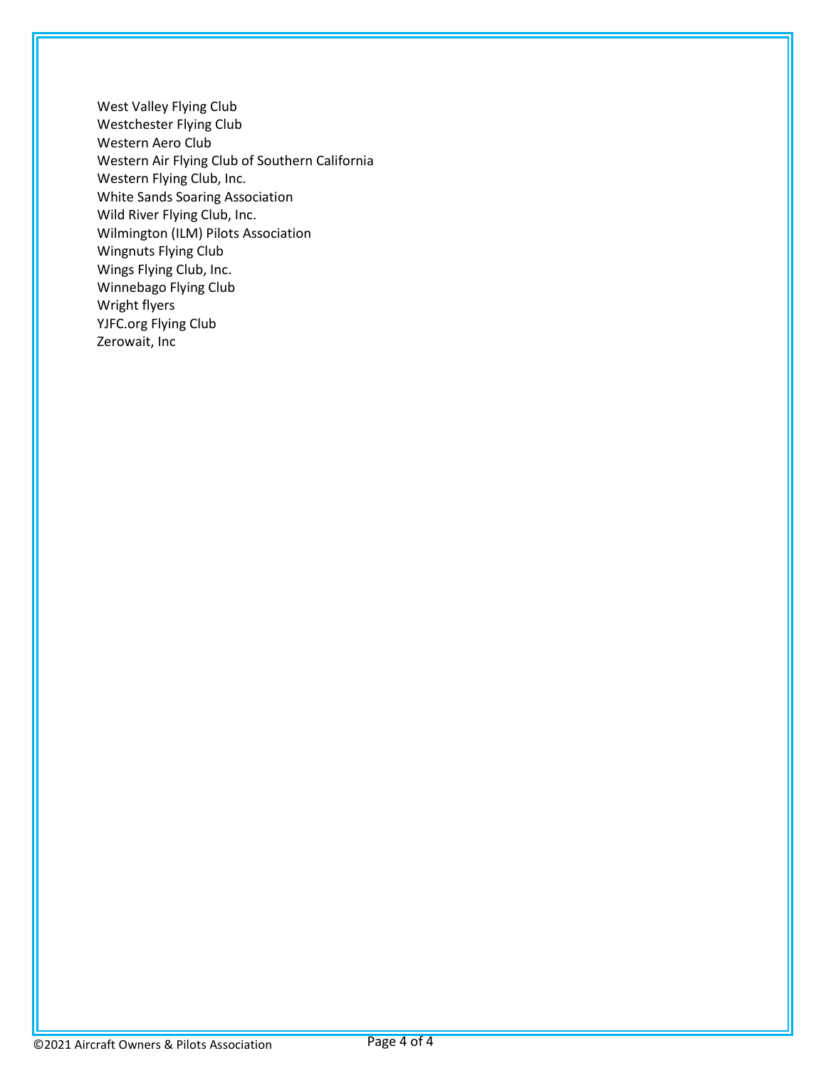West Valley Flying Club
Westchester Flying Club
Western Aero Club
Western Air Flying Club of Southern California
Western Flying Club, Inc.
White Sands Soaring Association
Wild River Flying Club, Inc.
Wilmington (ILM) Pilots Association
Wingnuts Flying Club
Wings Flying Club, Inc.
Winnebago Flying Club
Wright flyers
YJFC.org Flying Club
Zerowait, Inc